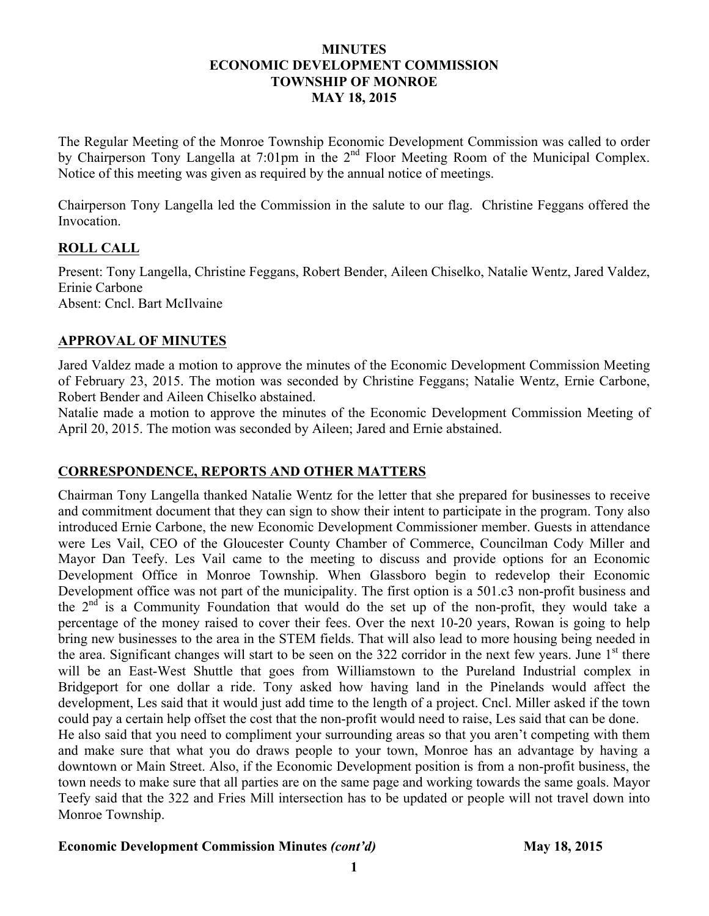# MINUTES
# ECONOMIC DEVELOPMENT COMMISSION
# TOWNSHIP OF MONROE
# MAY 18, 2015

The Regular Meeting of the Monroe Township Economic Development Commission was called to order by Chairperson Tony Langella at 7:01pm in the 2nd Floor Meeting Room of the Municipal Complex. Notice of this meeting was given as required by the annual notice of meetings.

Chairperson Tony Langella led the Commission in the salute to our flag. Christine Feggans offered the Invocation.

## ROLL CALL

Present: Tony Langella, Christine Feggans, Robert Bender, Aileen Chiselko, Natalie Wentz, Jared Valdez, Erinie Carbone
Absent: Cncl. Bart McIlvaine

## APPROVAL OF MINUTES

Jared Valdez made a motion to approve the minutes of the Economic Development Commission Meeting of February 23, 2015. The motion was seconded by Christine Feggans; Natalie Wentz, Ernie Carbone, Robert Bender and Aileen Chiselko abstained.
Natalie made a motion to approve the minutes of the Economic Development Commission Meeting of April 20, 2015. The motion was seconded by Aileen; Jared and Ernie abstained.

## CORRESPONDENCE, REPORTS AND OTHER MATTERS

Chairman Tony Langella thanked Natalie Wentz for the letter that she prepared for businesses to receive and commitment document that they can sign to show their intent to participate in the program. Tony also introduced Ernie Carbone, the new Economic Development Commissioner member. Guests in attendance were Les Vail, CEO of the Gloucester County Chamber of Commerce, Councilman Cody Miller and Mayor Dan Teefy. Les Vail came to the meeting to discuss and provide options for an Economic Development Office in Monroe Township. When Glassboro begin to redevelop their Economic Development office was not part of the municipality. The first option is a 501.c3 non-profit business and the 2nd is a Community Foundation that would do the set up of the non-profit, they would take a percentage of the money raised to cover their fees. Over the next 10-20 years, Rowan is going to help bring new businesses to the area in the STEM fields. That will also lead to more housing being needed in the area. Significant changes will start to be seen on the 322 corridor in the next few years. June 1st there will be an East-West Shuttle that goes from Williamstown to the Pureland Industrial complex in Bridgeport for one dollar a ride. Tony asked how having land in the Pinelands would affect the development, Les said that it would just add time to the length of a project. Cncl. Miller asked if the town could pay a certain help offset the cost that the non-profit would need to raise, Les said that can be done.
He also said that you need to compliment your surrounding areas so that you aren't competing with them and make sure that what you do draws people to your town, Monroe has an advantage by having a downtown or Main Street. Also, if the Economic Development position is from a non-profit business, the town needs to make sure that all parties are on the same page and working towards the same goals. Mayor Teefy said that the 322 and Fries Mill intersection has to be updated or people will not travel down into Monroe Township.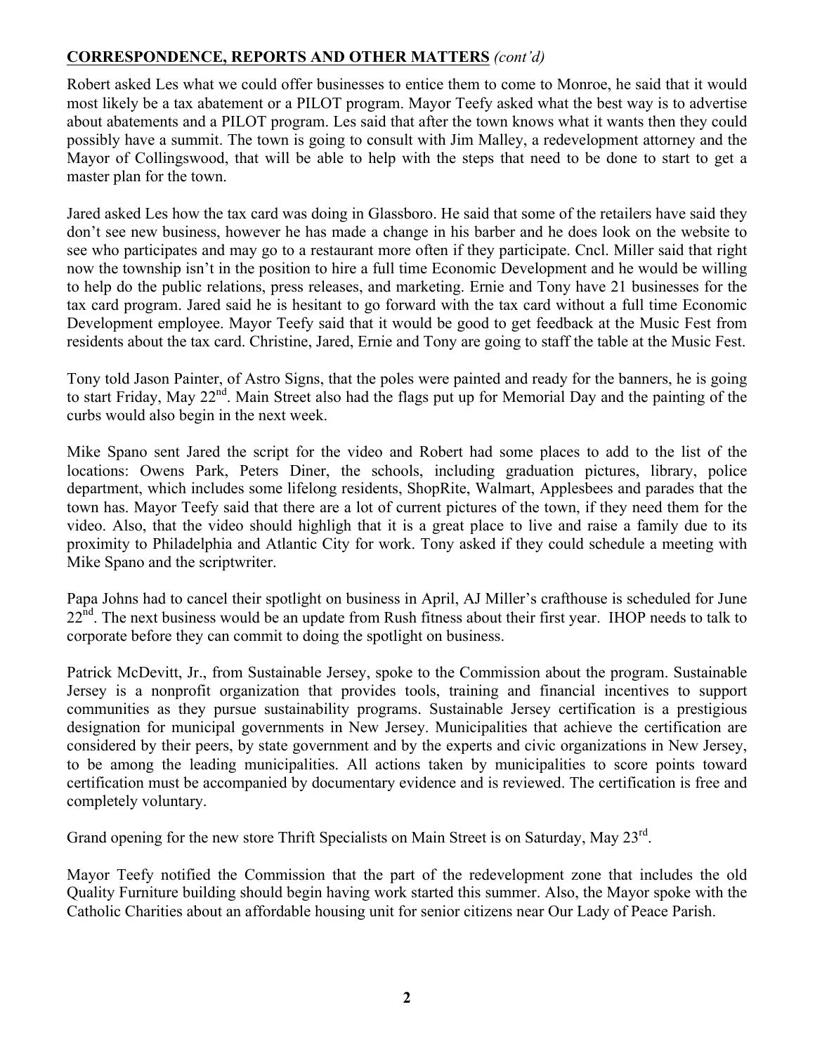## **CORRESPONDENCE, REPORTS AND OTHER MATTERS** *(cont'd)*

Robert asked Les what we could offer businesses to entice them to come to Monroe, he said that it would most likely be a tax abatement or a PILOT program. Mayor Teefy asked what the best way is to advertise about abatements and a PILOT program. Les said that after the town knows what it wants then they could possibly have a summit. The town is going to consult with Jim Malley, a redevelopment attorney and the Mayor of Collingswood, that will be able to help with the steps that need to be done to start to get a master plan for the town.

Jared asked Les how the tax card was doing in Glassboro. He said that some of the retailers have said they don't see new business, however he has made a change in his barber and he does look on the website to see who participates and may go to a restaurant more often if they participate. Cncl. Miller said that right now the township isn't in the position to hire a full time Economic Development and he would be willing to help do the public relations, press releases, and marketing. Ernie and Tony have 21 businesses for the tax card program. Jared said he is hesitant to go forward with the tax card without a full time Economic Development employee. Mayor Teefy said that it would be good to get feedback at the Music Fest from residents about the tax card. Christine, Jared, Ernie and Tony are going to staff the table at the Music Fest.

Tony told Jason Painter, of Astro Signs, that the poles were painted and ready for the banners, he is going to start Friday, May 22nd. Main Street also had the flags put up for Memorial Day and the painting of the curbs would also begin in the next week.

Mike Spano sent Jared the script for the video and Robert had some places to add to the list of the locations: Owens Park, Peters Diner, the schools, including graduation pictures, library, police department, which includes some lifelong residents, ShopRite, Walmart, Applesbees and parades that the town has. Mayor Teefy said that there are a lot of current pictures of the town, if they need them for the video. Also, that the video should highligh that it is a great place to live and raise a family due to its proximity to Philadelphia and Atlantic City for work. Tony asked if they could schedule a meeting with Mike Spano and the scriptwriter.

Papa Johns had to cancel their spotlight on business in April, AJ Miller's crafthouse is scheduled for June 22nd. The next business would be an update from Rush fitness about their first year. IHOP needs to talk to corporate before they can commit to doing the spotlight on business.

Patrick McDevitt, Jr., from Sustainable Jersey, spoke to the Commission about the program. Sustainable Jersey is a nonprofit organization that provides tools, training and financial incentives to support communities as they pursue sustainability programs. Sustainable Jersey certification is a prestigious designation for municipal governments in New Jersey. Municipalities that achieve the certification are considered by their peers, by state government and by the experts and civic organizations in New Jersey, to be among the leading municipalities. All actions taken by municipalities to score points toward certification must be accompanied by documentary evidence and is reviewed. The certification is free and completely voluntary.

Grand opening for the new store Thrift Specialists on Main Street is on Saturday, May 23rd.

Mayor Teefy notified the Commission that the part of the redevelopment zone that includes the old Quality Furniture building should begin having work started this summer. Also, the Mayor spoke with the Catholic Charities about an affordable housing unit for senior citizens near Our Lady of Peace Parish.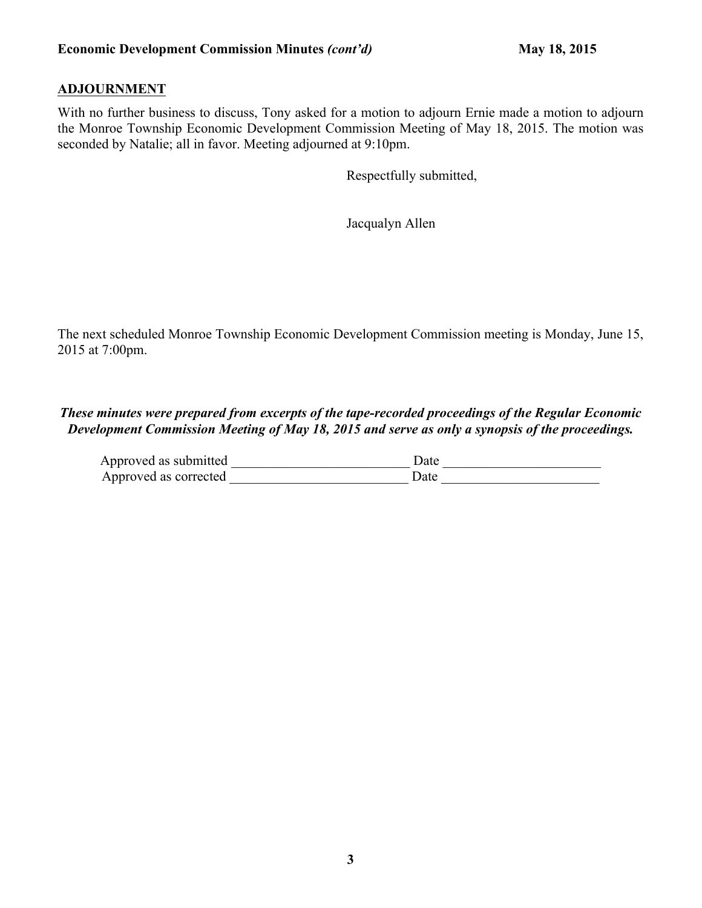## ADJOURNMENT

With no further business to discuss, Tony asked for a motion to adjourn Ernie made a motion to adjourn the Monroe Township Economic Development Commission Meeting of May 18, 2015. The motion was seconded by Natalie; all in favor. Meeting adjourned at 9:10pm.

Respectfully submitted,

Jacqualyn Allen

The next scheduled Monroe Township Economic Development Commission meeting is Monday, June 15, 2015 at 7:00pm.

***These minutes were prepared from excerpts of the tape-recorded proceedings of the Regular Economic Development Commission Meeting of May 18, 2015 and serve as only a synopsis of the proceedings.***

Approved as submitted ___________________________ Date ________________________

Approved as corrected ___________________________ Date ________________________